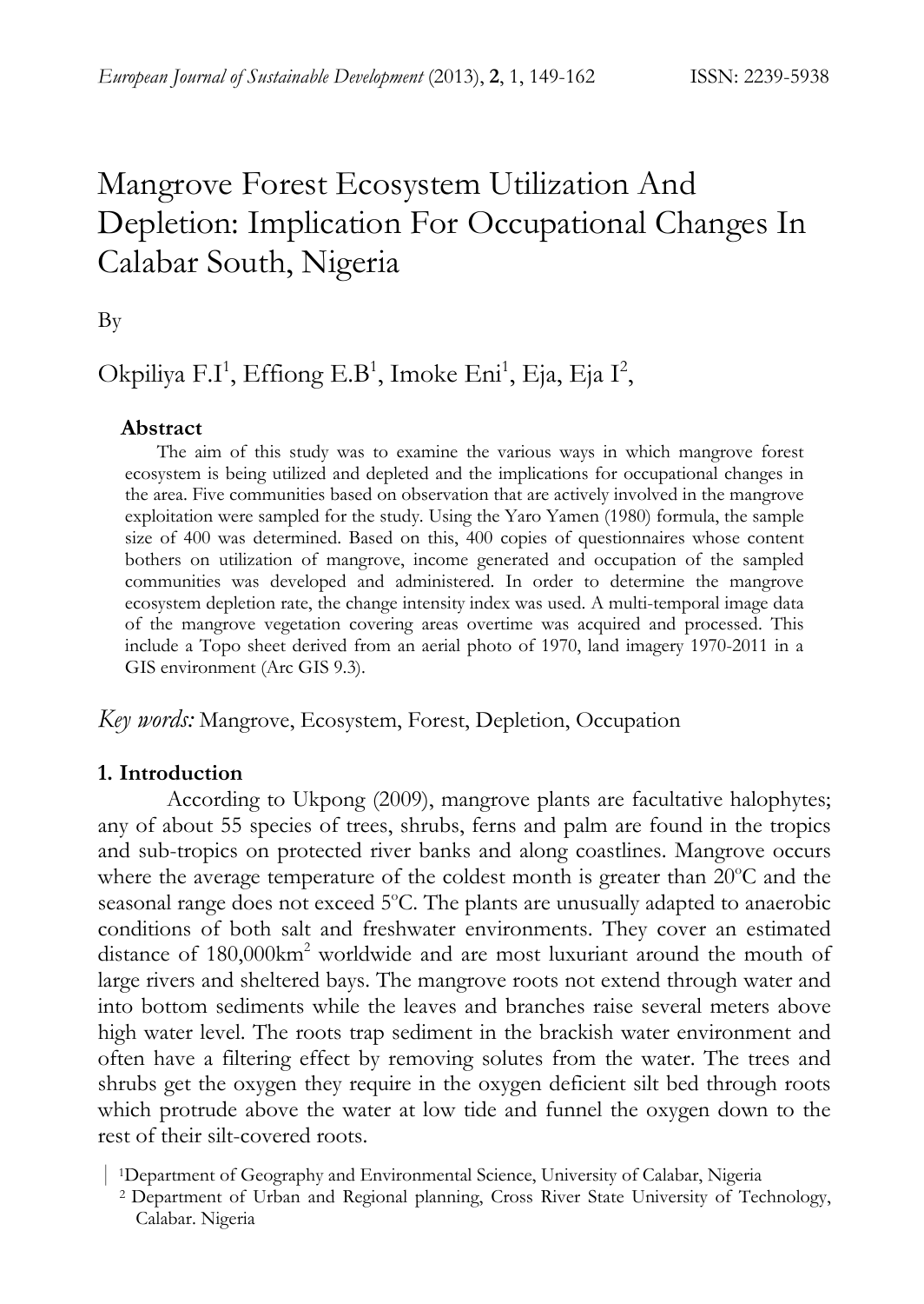# Mangrove Forest Ecosystem Utilization And Depletion: Implication For Occupational Changes In Calabar South, Nigeria

By

Okpiliya F.I[1], Effiong E.B[1], Imoke Eni[1], Eja, Eja I[2],

**Abstract**

The aim of this study was to examine the various ways in which mangrove forest ecosystem is being utilized and depleted and the implications for occupational changes in the area. Five communities based on observation that are actively involved in the mangrove exploitation were sampled for the study. Using the Yaro Yamen (1980) formula, the sample size of 400 was determined. Based on this, 400 copies of questionnaires whose content bothers on utilization of mangrove, income generated and occupation of the sampled communities was developed and administered. In order to determine the mangrove ecosystem depletion rate, the change intensity index was used. A multi-temporal image data of the mangrove vegetation covering areas overtime was acquired and processed. This include a Topo sheet derived from an aerial photo of 1970, land imagery 1970-2011 in a GIS environment (Arc GIS 9.3).

*Key words:* Mangrove, Ecosystem, Forest, Depletion, Occupation

## 1. Introduction

According to Ukpong (2009), mangrove plants are facultative halophytes; any of about 55 species of trees, shrubs, ferns and palm are found in the tropics and sub-tropics on protected river banks and along coastlines. Mangrove occurs where the average temperature of the coldest month is greater than 20$^{o}$C and the seasonal range does not exceed 5$^{o}$C. The plants are unusually adapted to anaerobic conditions of both salt and freshwater environments. They cover an estimated distance of 180,000km$^{2}$ worldwide and are most luxuriant around the mouth of large rivers and sheltered bays. The mangrove roots not extend through water and into bottom sediments while the leaves and branches raise several meters above high water level. The roots trap sediment in the brackish water environment and often have a filtering effect by removing solutes from the water. The trees and shrubs get the oxygen they require in the oxygen deficient silt bed through roots which protrude above the water at low tide and funnel the oxygen down to the rest of their silt-covered roots.

[1]Department of Geography and Environmental Science, University of Calabar, Nigeria

[2] Department of Urban and Regional planning, Cross River State University of Technology, Calabar. Nigeria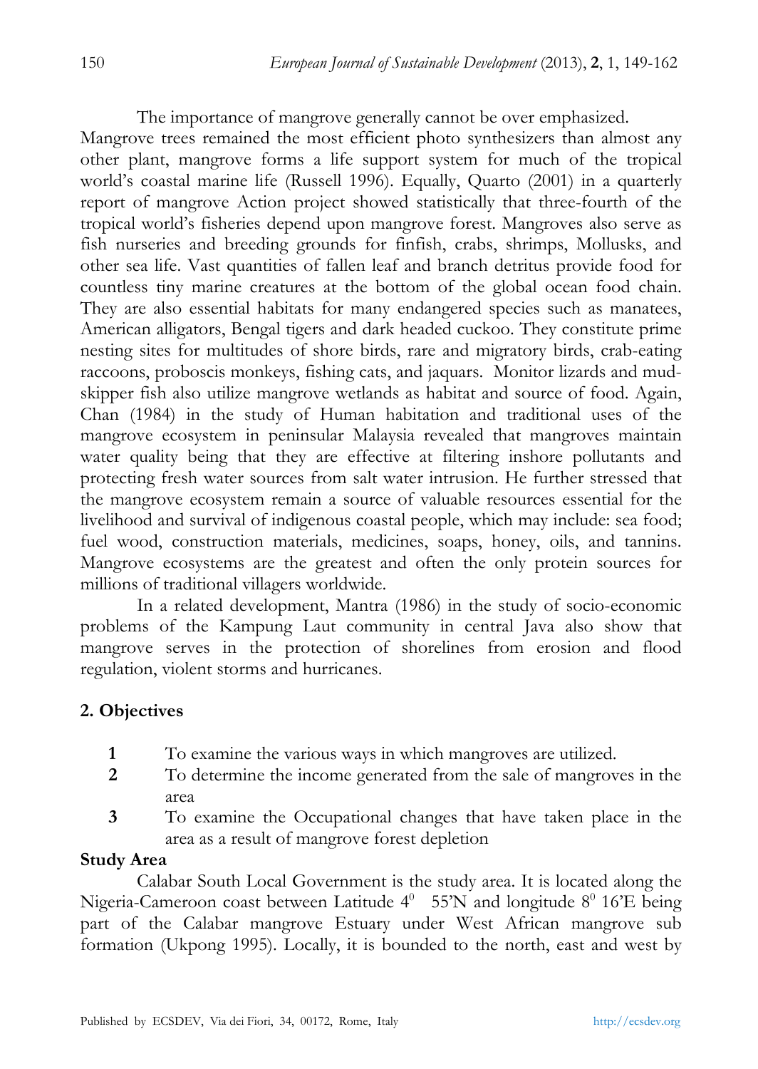The importance of mangrove generally cannot be over emphasized. Mangrove trees remained the most efficient photo synthesizers than almost any other plant, mangrove forms a life support system for much of the tropical world's coastal marine life (Russell 1996). Equally, Quarto (2001) in a quarterly report of mangrove Action project showed statistically that three-fourth of the tropical world's fisheries depend upon mangrove forest. Mangroves also serve as fish nurseries and breeding grounds for finfish, crabs, shrimps, Mollusks, and other sea life. Vast quantities of fallen leaf and branch detritus provide food for countless tiny marine creatures at the bottom of the global ocean food chain. They are also essential habitats for many endangered species such as manatees, American alligators, Bengal tigers and dark headed cuckoo. They constitute prime nesting sites for multitudes of shore birds, rare and migratory birds, crab-eating raccoons, proboscis monkeys, fishing cats, and jaquars. Monitor lizards and mud-skipper fish also utilize mangrove wetlands as habitat and source of food. Again, Chan (1984) in the study of Human habitation and traditional uses of the mangrove ecosystem in peninsular Malaysia revealed that mangroves maintain water quality being that they are effective at filtering inshore pollutants and protecting fresh water sources from salt water intrusion. He further stressed that the mangrove ecosystem remain a source of valuable resources essential for the livelihood and survival of indigenous coastal people, which may include: sea food; fuel wood, construction materials, medicines, soaps, honey, oils, and tannins. Mangrove ecosystems are the greatest and often the only protein sources for millions of traditional villagers worldwide.

In a related development, Mantra (1986) in the study of socio-economic problems of the Kampung Laut community in central Java also show that mangrove serves in the protection of shorelines from erosion and flood regulation, violent storms and hurricanes.

## 2. Objectives

1. To examine the various ways in which mangroves are utilized.
2. To determine the income generated from the sale of mangroves in the area
3. To examine the Occupational changes that have taken place in the area as a result of mangrove forest depletion

**Study Area**

Calabar South Local Government is the study area. It is located along the Nigeria-Cameroon coast between Latitude $4^0$ 55'N and longitude $8^0$ 16'E being part of the Calabar mangrove Estuary under West African mangrove sub formation (Ukpong 1995). Locally, it is bounded to the north, east and west by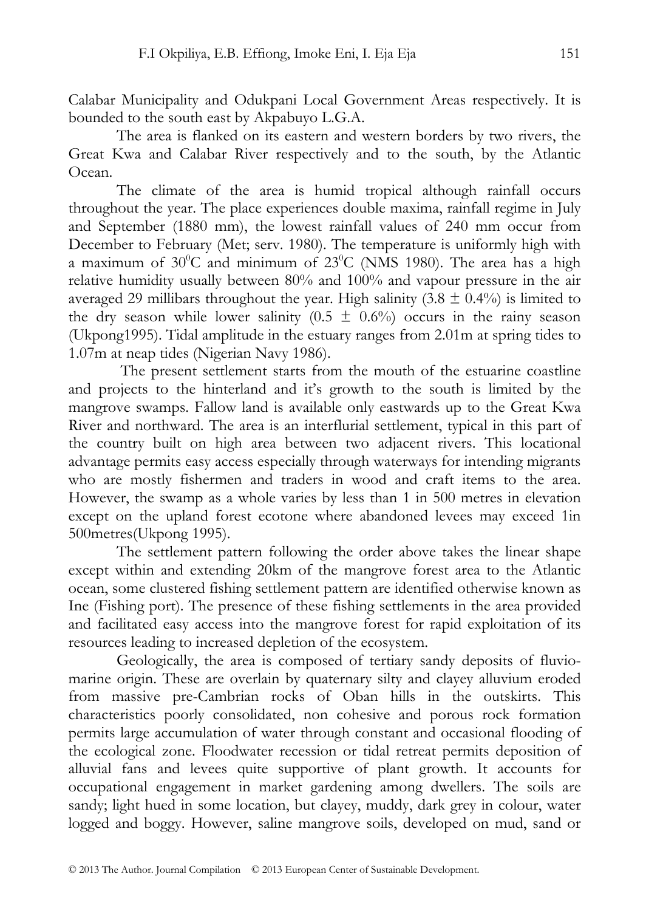Calabar Municipality and Odukpani Local Government Areas respectively. It is bounded to the south east by Akpabuyo L.G.A.

The area is flanked on its eastern and western borders by two rivers, the Great Kwa and Calabar River respectively and to the south, by the Atlantic Ocean.

The climate of the area is humid tropical although rainfall occurs throughout the year. The place experiences double maxima, rainfall regime in July and September (1880 mm), the lowest rainfall values of 240 mm occur from December to February (Met; serv. 1980). The temperature is uniformly high with a maximum of $30^0$C and minimum of $23^0$C (NMS 1980). The area has a high relative humidity usually between 80% and 100% and vapour pressure in the air averaged 29 millibars throughout the year. High salinity ($3.8 \pm 0.4$%) is limited to the dry season while lower salinity ($0.5 \pm 0.6$%) occurs in the rainy season (Ukpong1995). Tidal amplitude in the estuary ranges from 2.01m at spring tides to 1.07m at neap tides (Nigerian Navy 1986).

The present settlement starts from the mouth of the estuarine coastline and projects to the hinterland and it's growth to the south is limited by the mangrove swamps. Fallow land is available only eastwards up to the Great Kwa River and northward. The area is an interflurial settlement, typical in this part of the country built on high area between two adjacent rivers. This locational advantage permits easy access especially through waterways for intending migrants who are mostly fishermen and traders in wood and craft items to the area. However, the swamp as a whole varies by less than 1 in 500 metres in elevation except on the upland forest ecotone where abandoned levees may exceed 1in 500metres(Ukpong 1995).

The settlement pattern following the order above takes the linear shape except within and extending 20km of the mangrove forest area to the Atlantic ocean, some clustered fishing settlement pattern are identified otherwise known as Ine (Fishing port). The presence of these fishing settlements in the area provided and facilitated easy access into the mangrove forest for rapid exploitation of its resources leading to increased depletion of the ecosystem.

Geologically, the area is composed of tertiary sandy deposits of fluvio-marine origin. These are overlain by quaternary silty and clayey alluvium eroded from massive pre-Cambrian rocks of Oban hills in the outskirts. This characteristics poorly consolidated, non cohesive and porous rock formation permits large accumulation of water through constant and occasional flooding of the ecological zone. Floodwater recession or tidal retreat permits deposition of alluvial fans and levees quite supportive of plant growth. It accounts for occupational engagement in market gardening among dwellers. The soils are sandy; light hued in some location, but clayey, muddy, dark grey in colour, water logged and boggy. However, saline mangrove soils, developed on mud, sand or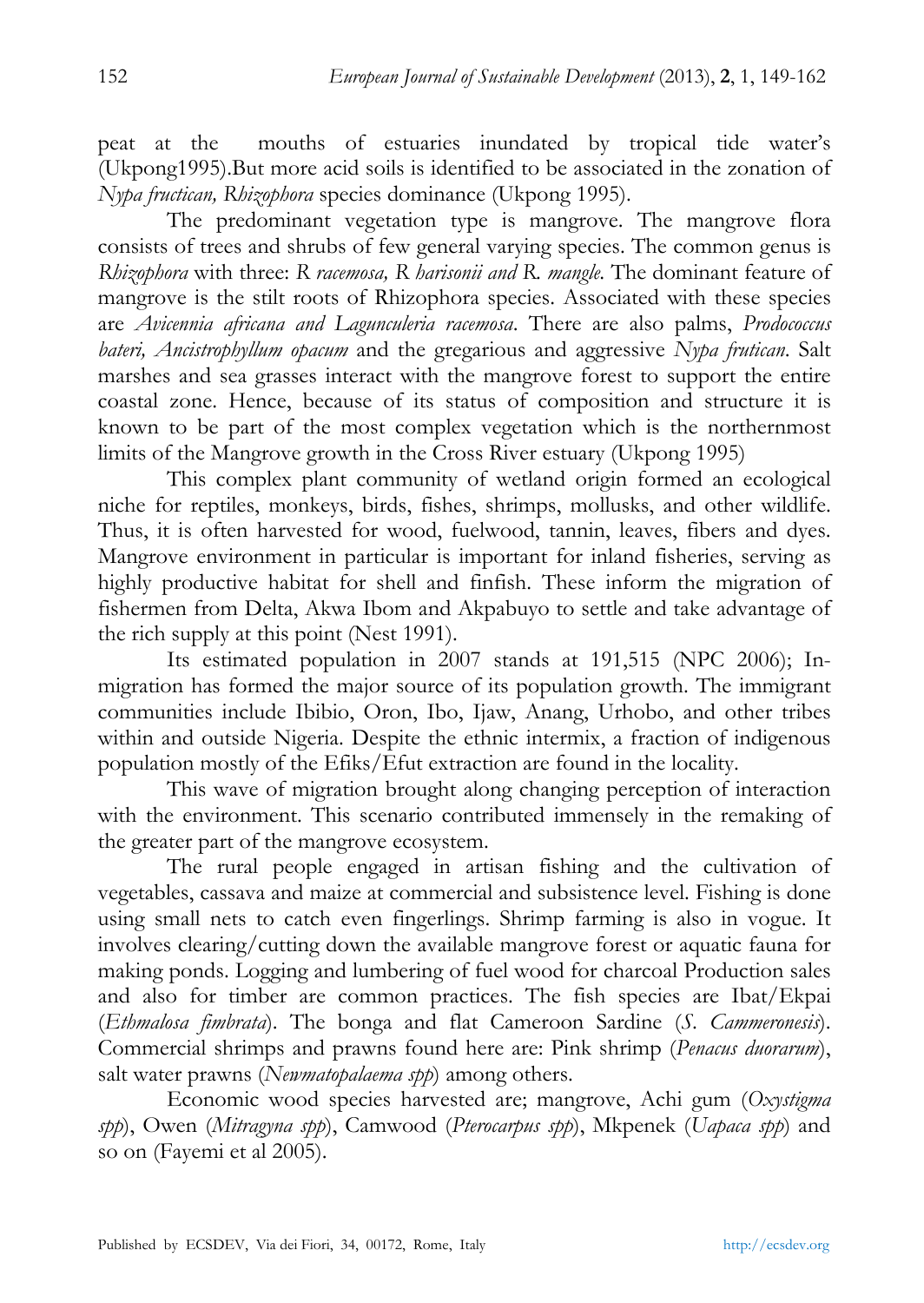peat at the mouths of estuaries inundated by tropical tide water's (Ukpong1995).But more acid soils is identified to be associated in the zonation of *Nypa fructican, Rhizophora* species dominance (Ukpong 1995).

The predominant vegetation type is mangrove. The mangrove flora consists of trees and shrubs of few general varying species. The common genus is *Rhizophora* with three: *R racemosa, R harisonii and R. mangle.* The dominant feature of mangrove is the stilt roots of Rhizophora species. Associated with these species are *Avicennia africana and Lagunculeria racemosa*. There are also palms, *Prodococcus bateri, Ancistrophyllum opacum* and the gregarious and aggressive *Nypa frutican*. Salt marshes and sea grasses interact with the mangrove forest to support the entire coastal zone. Hence, because of its status of composition and structure it is known to be part of the most complex vegetation which is the northernmost limits of the Mangrove growth in the Cross River estuary (Ukpong 1995)

This complex plant community of wetland origin formed an ecological niche for reptiles, monkeys, birds, fishes, shrimps, mollusks, and other wildlife. Thus, it is often harvested for wood, fuelwood, tannin, leaves, fibers and dyes. Mangrove environment in particular is important for inland fisheries, serving as highly productive habitat for shell and finfish. These inform the migration of fishermen from Delta, Akwa Ibom and Akpabuyo to settle and take advantage of the rich supply at this point (Nest 1991).

Its estimated population in 2007 stands at 191,515 (NPC 2006); In-migration has formed the major source of its population growth. The immigrant communities include Ibibio, Oron, Ibo, Ijaw, Anang, Urhobo, and other tribes within and outside Nigeria. Despite the ethnic intermix, a fraction of indigenous population mostly of the Efiks/Efut extraction are found in the locality.

This wave of migration brought along changing perception of interaction with the environment. This scenario contributed immensely in the remaking of the greater part of the mangrove ecosystem.

The rural people engaged in artisan fishing and the cultivation of vegetables, cassava and maize at commercial and subsistence level. Fishing is done using small nets to catch even fingerlings. Shrimp farming is also in vogue. It involves clearing/cutting down the available mangrove forest or aquatic fauna for making ponds. Logging and lumbering of fuel wood for charcoal Production sales and also for timber are common practices. The fish species are Ibat/Ekpai (*Ethmalosa fimbrata*). The bonga and flat Cameroon Sardine (*S. Cammeronesis*). Commercial shrimps and prawns found here are: Pink shrimp (*Penacus duorarum*), salt water prawns (*Newmatopalaema spp*) among others.

Economic wood species harvested are; mangrove, Achi gum (*Oxystigma spp*), Owen (*Mitragyna spp*), Camwood (*Pterocarpus spp*), Mkpenek (*Uapaca spp*) and so on (Fayemi et al 2005).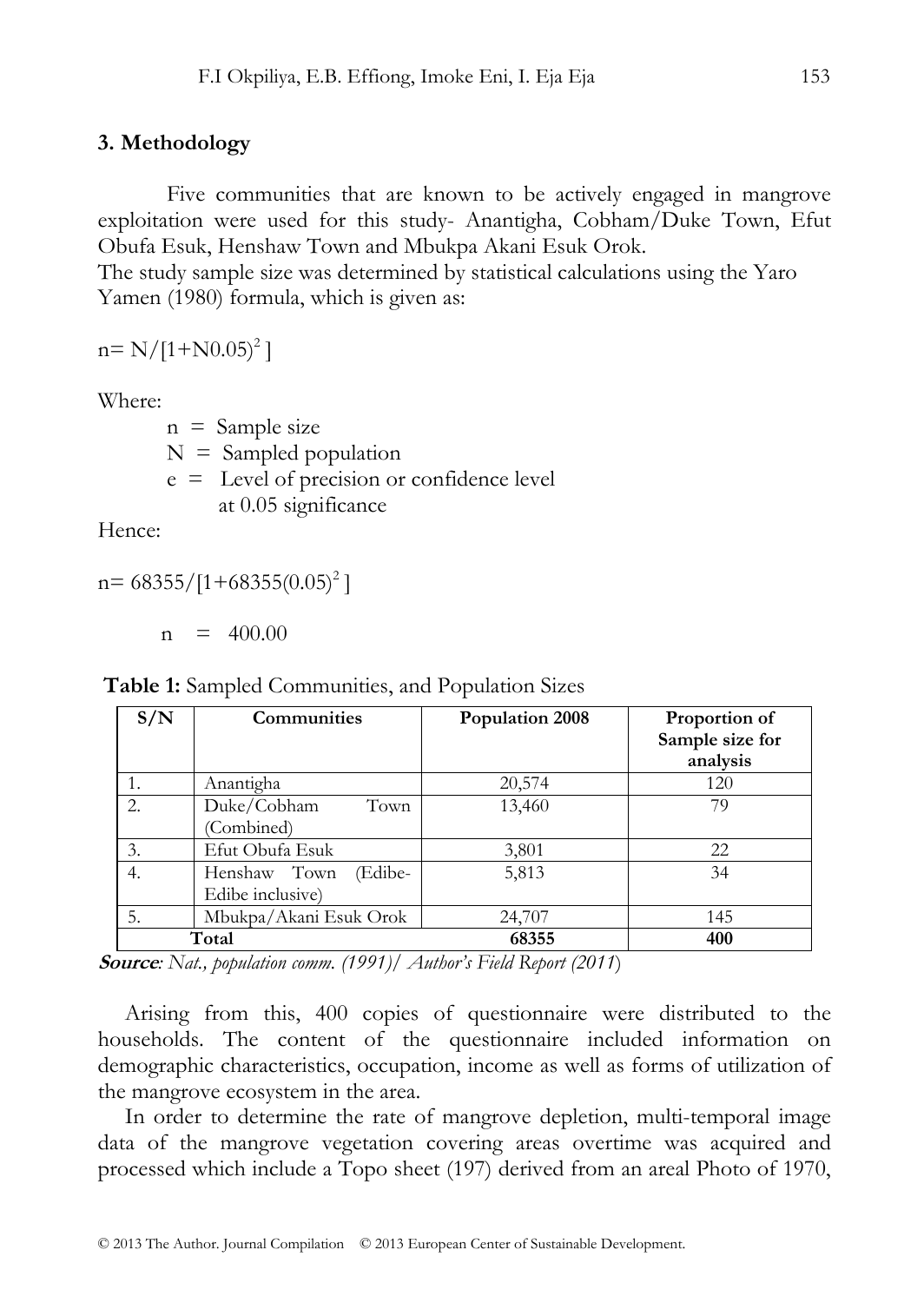## 3. Methodology

Five communities that are known to be actively engaged in mangrove exploitation were used for this study- Anantigha, Cobham/Duke Town, Efut Obufa Esuk, Henshaw Town and Mbukpa Akani Esuk Orok.

The study sample size was determined by statistical calculations using the Yaro Yamen (1980) formula, which is given as:

$$n= N/[1+N0.05)^2 ]$$

Where:

n = Sample size

N = Sampled population

e = Level of precision or confidence level at 0.05 significance

Hence:

$$n= 68355/[1+68355(0.05)^2 ]$$

$$n = 400.00$$

**Table 1:** Sampled Communities, and Population Sizes

| S/N | Communities | Population 2008 | Proportion of Sample size for analysis |
|---|---|---|---|
| 1. | Anantigha | 20,574 | 120 |
| 2. | Duke/Cobham Town (Combined) | 13,460 | 79 |
| 3. | Efut Obufa Esuk | 3,801 | 22 |
| 4. | Henshaw Town (Edibe-Edibe inclusive) | 5,813 | 34 |
| 5. | Mbukpa/Akani Esuk Orok | 24,707 | 145 |
| **Total** | | **68355** | **400** |

***Source**: Nat., population comm. (1991)/ Author's Field Report (2011*)

Arising from this, 400 copies of questionnaire were distributed to the households. The content of the questionnaire included information on demographic characteristics, occupation, income as well as forms of utilization of the mangrove ecosystem in the area.

In order to determine the rate of mangrove depletion, multi-temporal image data of the mangrove vegetation covering areas overtime was acquired and processed which include a Topo sheet (197) derived from an areal Photo of 1970,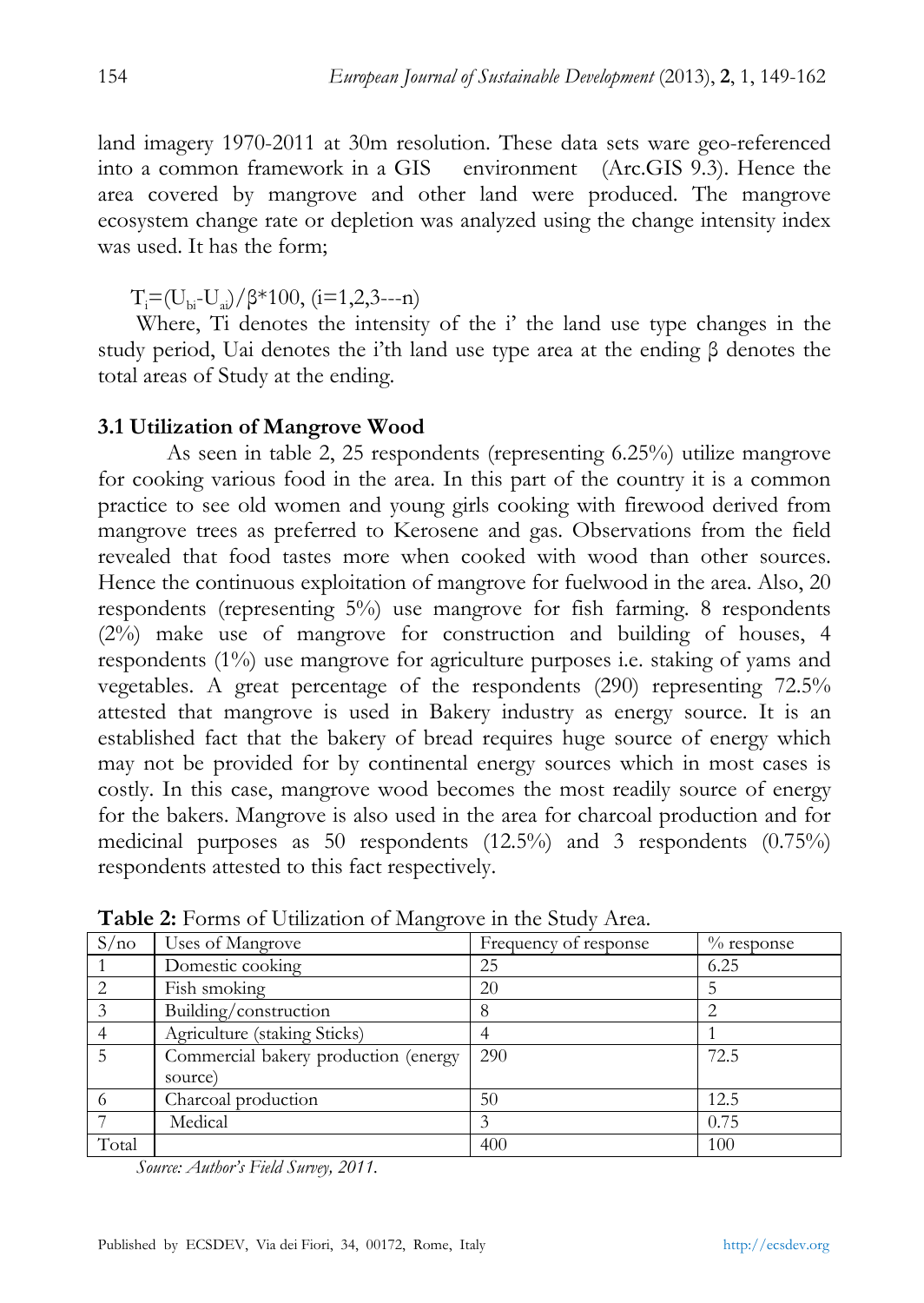land imagery 1970-2011 at 30m resolution. These data sets ware geo-referenced into a common framework in a GIS environment (Arc.GIS 9.3). Hence the area covered by mangrove and other land were produced. The mangrove ecosystem change rate or depletion was analyzed using the change intensity index was used. It has the form;

$T_i=(U_{bi}-U_{ai})/\beta*100$, (i=1,2,3---n)

Where, Ti denotes the intensity of the i' the land use type changes in the study period, Uai denotes the i'th land use type area at the ending β denotes the total areas of Study at the ending.

### 3.1 Utilization of Mangrove Wood

As seen in table 2, 25 respondents (representing 6.25%) utilize mangrove for cooking various food in the area. In this part of the country it is a common practice to see old women and young girls cooking with firewood derived from mangrove trees as preferred to Kerosene and gas. Observations from the field revealed that food tastes more when cooked with wood than other sources. Hence the continuous exploitation of mangrove for fuelwood in the area. Also, 20 respondents (representing 5%) use mangrove for fish farming. 8 respondents (2%) make use of mangrove for construction and building of houses, 4 respondents (1%) use mangrove for agriculture purposes i.e. staking of yams and vegetables. A great percentage of the respondents (290) representing 72.5% attested that mangrove is used in Bakery industry as energy source. It is an established fact that the bakery of bread requires huge source of energy which may not be provided for by continental energy sources which in most cases is costly. In this case, mangrove wood becomes the most readily source of energy for the bakers. Mangrove is also used in the area for charcoal production and for medicinal purposes as 50 respondents (12.5%) and 3 respondents (0.75%) respondents attested to this fact respectively.

**Table 2:** Forms of Utilization of Mangrove in the Study Area.

| S/no | Uses of Mangrove | Frequency of response | % response |
|---|---|---|---|
| 1 | Domestic cooking | 25 | 6.25 |
| 2 | Fish smoking | 20 | 5 |
| 3 | Building/construction | 8 | 2 |
| 4 | Agriculture (staking Sticks) | 4 | 1 |
| 5 | Commercial bakery production (energy source) | 290 | 72.5 |
| 6 | Charcoal production | 50 | 12.5 |
| 7 | Medical | 3 | 0.75 |
| Total | | 400 | 100 |

*Source: Author's Field Survey, 2011.*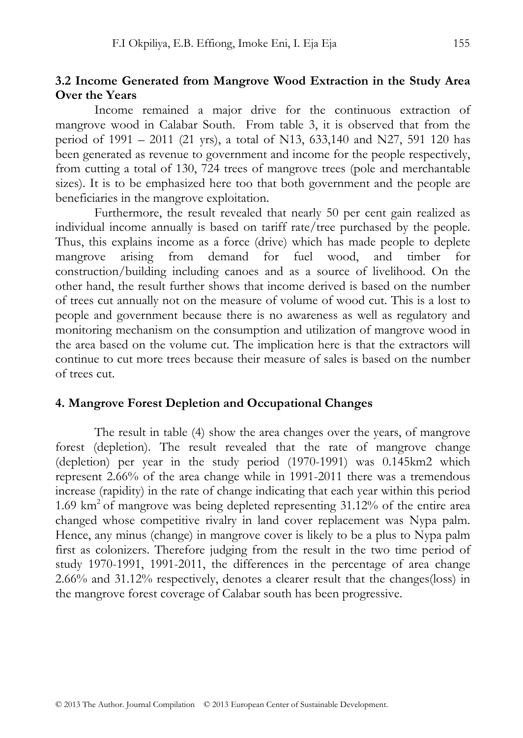### 3.2 Income Generated from Mangrove Wood Extraction in the Study Area Over the Years

Income remained a major drive for the continuous extraction of mangrove wood in Calabar South. From table 3, it is observed that from the period of 1991 – 2011 (21 yrs), a total of N13, 633,140 and N27, 591 120 has been generated as revenue to government and income for the people respectively, from cutting a total of 130, 724 trees of mangrove trees (pole and merchantable sizes). It is to be emphasized here too that both government and the people are beneficiaries in the mangrove exploitation.

Furthermore, the result revealed that nearly 50 per cent gain realized as individual income annually is based on tariff rate/tree purchased by the people. Thus, this explains income as a force (drive) which has made people to deplete mangrove arising from demand for fuel wood, and timber for construction/building including canoes and as a source of livelihood. On the other hand, the result further shows that income derived is based on the number of trees cut annually not on the measure of volume of wood cut. This is a lost to people and government because there is no awareness as well as regulatory and monitoring mechanism on the consumption and utilization of mangrove wood in the area based on the volume cut. The implication here is that the extractors will continue to cut more trees because their measure of sales is based on the number of trees cut.

## 4. Mangrove Forest Depletion and Occupational Changes

The result in table (4) show the area changes over the years, of mangrove forest (depletion). The result revealed that the rate of mangrove change (depletion) per year in the study period (1970-1991) was 0.145km2 which represent 2.66% of the area change while in 1991-2011 there was a tremendous increase (rapidity) in the rate of change indicating that each year within this period 1.69 $km^2$ of mangrove was being depleted representing 31.12% of the entire area changed whose competitive rivalry in land cover replacement was Nypa palm. Hence, any minus (change) in mangrove cover is likely to be a plus to Nypa palm first as colonizers. Therefore judging from the result in the two time period of study 1970-1991, 1991-2011, the differences in the percentage of area change 2.66% and 31.12% respectively, denotes a clearer result that the changes(loss) in the mangrove forest coverage of Calabar south has been progressive.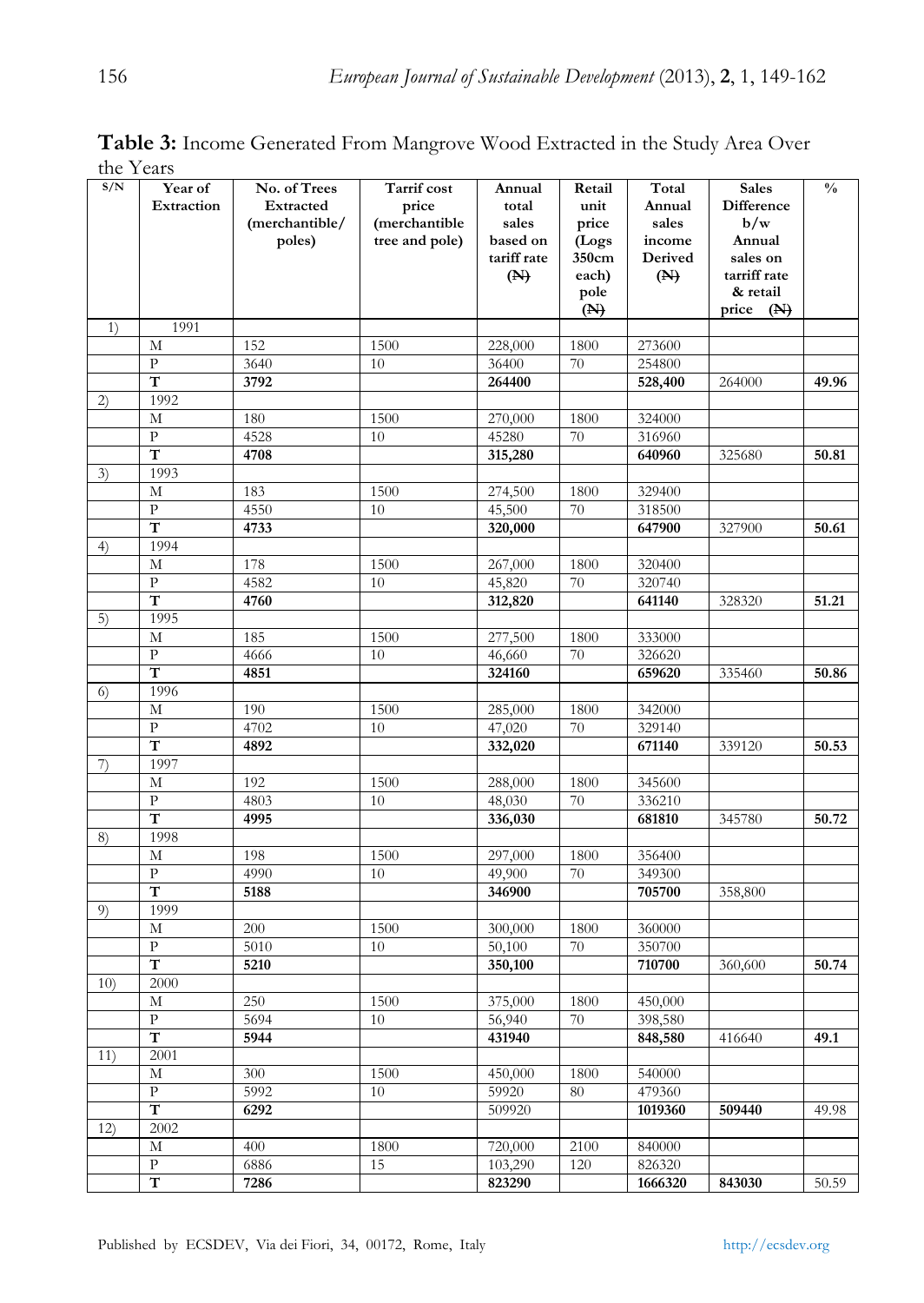**Table 3:** Income Generated From Mangrove Wood Extracted in the Study Area Over the Years

| S/N | Year of Extraction | No. of Trees Extracted (merchantible/ poles) | Tarrif cost price (merchantible tree and pole) | Annual total sales based on tariff rate (₦) | Retail unit price (Logs 350cm each) pole (₦) | Total Annual sales income Derived (₦) | Sales Difference b/w Annual sales on tarrif rate & retail price (₦) | % |
|---|---|---|---|---|---|---|---|---|
| 1) | 1991 | | | | | | | |
| | M | 152 | 1500 | 228,000 | 1800 | 273600 | | |
| | P | 3640 | 10 | 36400 | 70 | 254800 | | |
| | **T** | **3792** | | **264400** | | **528,400** | 264000 | **49.96** |
| 2) | 1992 | | | | | | | |
| | M | 180 | 1500 | 270,000 | 1800 | 324000 | | |
| | P | 4528 | 10 | 45280 | 70 | 316960 | | |
| | **T** | **4708** | | **315,280** | | **640960** | 325680 | **50.81** |
| 3) | 1993 | | | | | | | |
| | M | 183 | 1500 | 274,500 | 1800 | 329400 | | |
| | P | 4550 | 10 | 45,500 | 70 | 318500 | | |
| | **T** | **4733** | | **320,000** | | **647900** | 327900 | **50.61** |
| 4) | 1994 | | | | | | | |
| | M | 178 | 1500 | 267,000 | 1800 | 320400 | | |
| | P | 4582 | 10 | 45,820 | 70 | 320740 | | |
| | **T** | **4760** | | **312,820** | | **641140** | 328320 | **51.21** |
| 5) | 1995 | | | | | | | |
| | M | 185 | 1500 | 277,500 | 1800 | 333000 | | |
| | P | 4666 | 10 | 46,660 | 70 | 326620 | | |
| | **T** | **4851** | | **324160** | | **659620** | 335460 | **50.86** |
| 6) | 1996 | | | | | | | |
| | M | 190 | 1500 | 285,000 | 1800 | 342000 | | |
| | P | 4702 | 10 | 47,020 | 70 | 329140 | | |
| | **T** | **4892** | | **332,020** | | **671140** | 339120 | **50.53** |
| 7) | 1997 | | | | | | | |
| | M | 192 | 1500 | 288,000 | 1800 | 345600 | | |
| | P | 4803 | 10 | 48,030 | 70 | 336210 | | |
| | **T** | **4995** | | **336,030** | | **681810** | 345780 | **50.72** |
| 8) | 1998 | | | | | | | |
| | M | 198 | 1500 | 297,000 | 1800 | 356400 | | |
| | P | 4990 | 10 | 49,900 | 70 | 349300 | | |
| | **T** | **5188** | | **346900** | | **705700** | 358,800 | |
| 9) | 1999 | | | | | | | |
| | M | 200 | 1500 | 300,000 | 1800 | 360000 | | |
| | P | 5010 | 10 | 50,100 | 70 | 350700 | | |
| | **T** | **5210** | | **350,100** | | **710700** | 360,600 | **50.74** |
| 10) | 2000 | | | | | | | |
| | M | 250 | 1500 | 375,000 | 1800 | 450,000 | | |
| | P | 5694 | 10 | 56,940 | 70 | 398,580 | | |
| | **T** | **5944** | | **431940** | | **848,580** | 416640 | **49.1** |
| 11) | 2001 | | | | | | | |
| | M | 300 | 1500 | 450,000 | 1800 | 540000 | | |
| | P | 5992 | 10 | 59920 | 80 | 479360 | | |
| | **T** | **6292** | | 509920 | | **1019360** | **509440** | 49.98 |
| 12) | 2002 | | | | | | | |
| | M | 400 | 1800 | 720,000 | 2100 | 840000 | | |
| | P | 6886 | 15 | 103,290 | 120 | 826320 | | |
| | **T** | **7286** | | 823290 | | **1666320** | **843030** | 50.59 |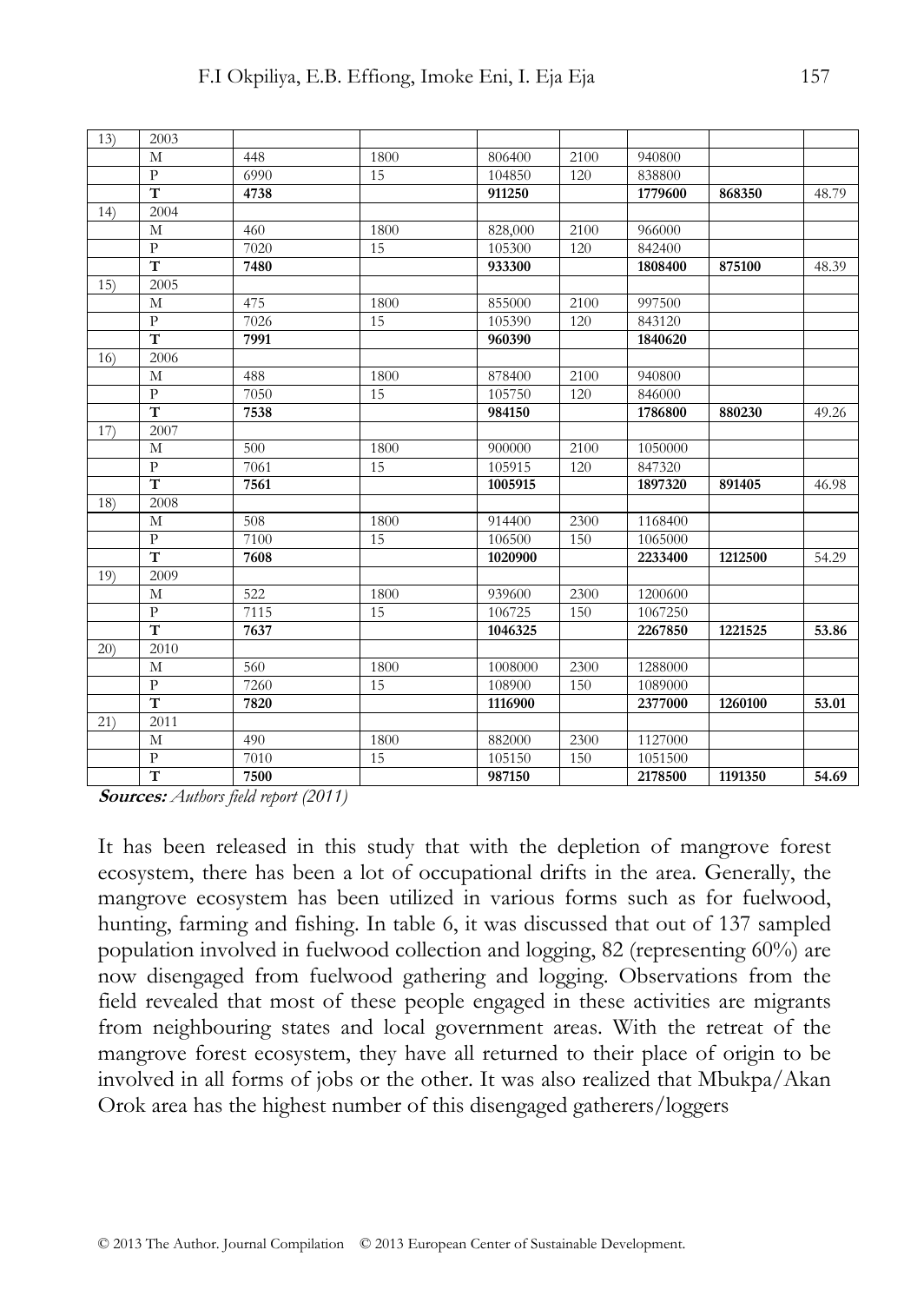| 13) | 2003 | | | | | | | |
|---|---|---|---|---|---|---|---|---|
| | M | 448 | 1800 | 806400 | 2100 | 940800 | | |
| | P | 6990 | 15 | 104850 | 120 | 838800 | | |
| | **T** | **4738** | | **911250** | | **1779600** | **868350** | 48.79 |
| 14) | 2004 | | | | | | | |
| | M | 460 | 1800 | 828,000 | 2100 | 966000 | | |
| | P | 7020 | 15 | 105300 | 120 | 842400 | | |
| | **T** | **7480** | | **933300** | | **1808400** | **875100** | 48.39 |
| 15) | 2005 | | | | | | | |
| | M | 475 | 1800 | 855000 | 2100 | 997500 | | |
| | P | 7026 | 15 | 105390 | 120 | 843120 | | |
| | **T** | **7991** | | **960390** | | **1840620** | | |
| 16) | 2006 | | | | | | | |
| | M | 488 | 1800 | 878400 | 2100 | 940800 | | |
| | P | 7050 | 15 | 105750 | 120 | 846000 | | |
| | **T** | **7538** | | **984150** | | **1786800** | **880230** | 49.26 |
| 17) | 2007 | | | | | | | |
| | M | 500 | 1800 | 900000 | 2100 | 1050000 | | |
| | P | 7061 | 15 | 105915 | 120 | 847320 | | |
| | **T** | **7561** | | **1005915** | | **1897320** | **891405** | 46.98 |
| 18) | 2008 | | | | | | | |
| | M | 508 | 1800 | 914400 | 2300 | 1168400 | | |
| | P | 7100 | 15 | 106500 | 150 | 1065000 | | |
| | **T** | **7608** | | **1020900** | | **2233400** | **1212500** | 54.29 |
| 19) | 2009 | | | | | | | |
| | M | 522 | 1800 | 939600 | 2300 | 1200600 | | |
| | P | 7115 | 15 | 106725 | 150 | 1067250 | | |
| | **T** | **7637** | | **1046325** | | **2267850** | **1221525** | **53.86** |
| 20) | 2010 | | | | | | | |
| | M | 560 | 1800 | 1008000 | 2300 | 1288000 | | |
| | P | 7260 | 15 | 108900 | 150 | 1089000 | | |
| | **T** | **7820** | | **1116900** | | **2377000** | **1260100** | **53.01** |
| 21) | 2011 | | | | | | | |
| | M | 490 | 1800 | 882000 | 2300 | 1127000 | | |
| | P | 7010 | 15 | 105150 | 150 | 1051500 | | |
| | **T** | **7500** | | **987150** | | **2178500** | **1191350** | **54.69** |

***Sources:*** *Authors field report (2011)*

It has been released in this study that with the depletion of mangrove forest ecosystem, there has been a lot of occupational drifts in the area. Generally, the mangrove ecosystem has been utilized in various forms such as for fuelwood, hunting, farming and fishing. In table 6, it was discussed that out of 137 sampled population involved in fuelwood collection and logging, 82 (representing 60%) are now disengaged from fuelwood gathering and logging. Observations from the field revealed that most of these people engaged in these activities are migrants from neighbouring states and local government areas. With the retreat of the mangrove forest ecosystem, they have all returned to their place of origin to be involved in all forms of jobs or the other. It was also realized that Mbukpa/Akan Orok area has the highest number of this disengaged gatherers/loggers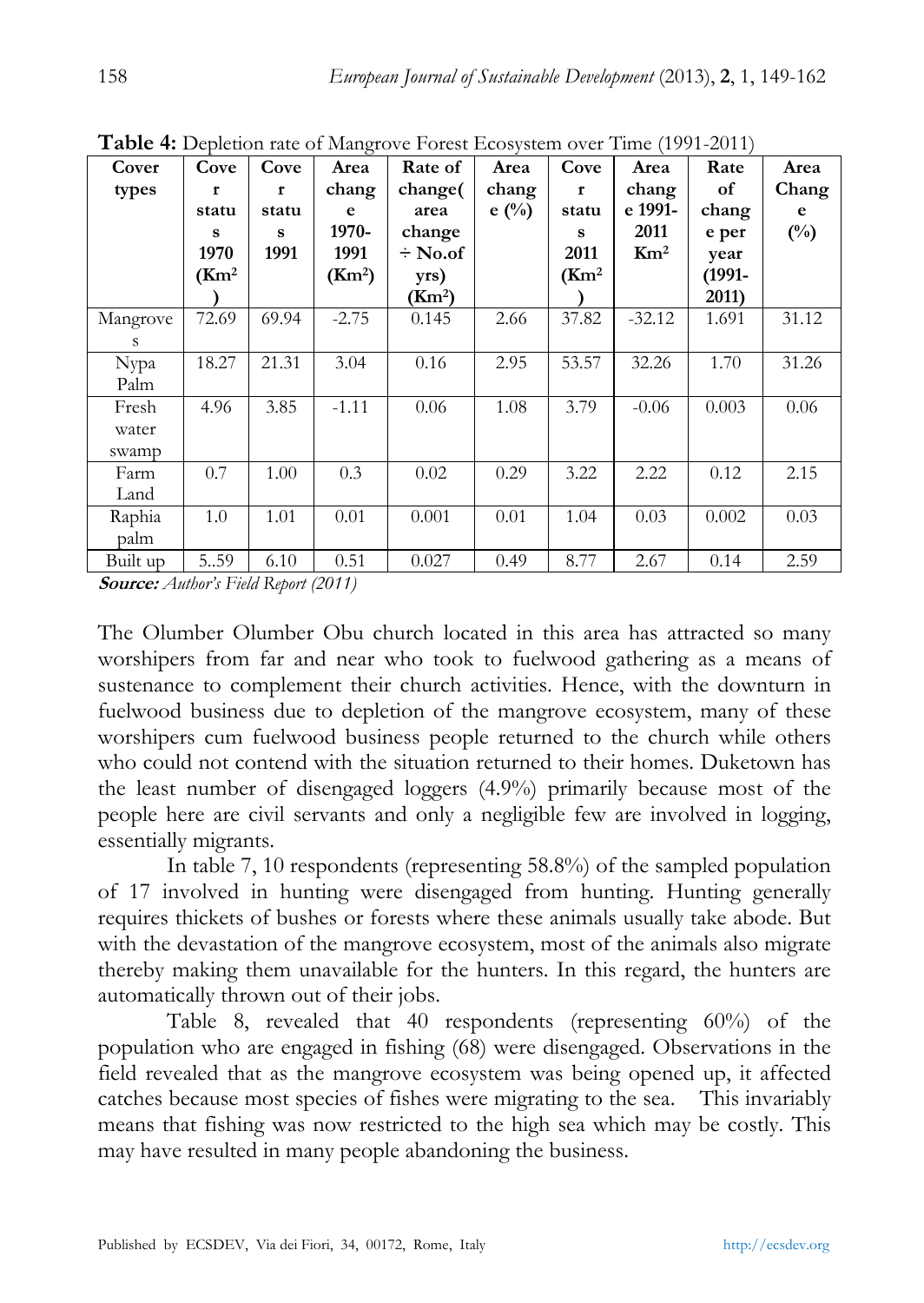**Table 4:** Depletion rate of Mangrove Forest Ecosystem over Time (1991-2011)

| Cover types | Cover status 1970 (Km²) | Cover status 1991 | Area change 1970-1991 (Km²) | Rate of change( area change ÷ No.of yrs) (Km²) | Area change (%) | Cover status 2011 (Km²) | Area change 1991-2011 Km² | Rate of change per year (1991-2011) | Area Change (%) |
|---|---|---|---|---|---|---|---|---|---|
| Mangroves | 72.69 | 69.94 | -2.75 | 0.145 | 2.66 | 37.82 | -32.12 | 1.691 | 31.12 |
| Nypa Palm | 18.27 | 21.31 | 3.04 | 0.16 | 2.95 | 53.57 | 32.26 | 1.70 | 31.26 |
| Fresh water swamp | 4.96 | 3.85 | -1.11 | 0.06 | 1.08 | 3.79 | -0.06 | 0.003 | 0.06 |
| Farm Land | 0.7 | 1.00 | 0.3 | 0.02 | 0.29 | 3.22 | 2.22 | 0.12 | 2.15 |
| Raphia palm | 1.0 | 1.01 | 0.01 | 0.001 | 0.01 | 1.04 | 0.03 | 0.002 | 0.03 |
| Built up | 5..59 | 6.10 | 0.51 | 0.027 | 0.49 | 8.77 | 2.67 | 0.14 | 2.59 |

***Source:*** *Author's Field Report (2011)*

The Olumber Olumber Obu church located in this area has attracted so many worshipers from far and near who took to fuelwood gathering as a means of sustenance to complement their church activities. Hence, with the downturn in fuelwood business due to depletion of the mangrove ecosystem, many of these worshipers cum fuelwood business people returned to the church while others who could not contend with the situation returned to their homes. Duketown has the least number of disengaged loggers (4.9%) primarily because most of the people here are civil servants and only a negligible few are involved in logging, essentially migrants.

In table 7, 10 respondents (representing 58.8%) of the sampled population of 17 involved in hunting were disengaged from hunting. Hunting generally requires thickets of bushes or forests where these animals usually take abode. But with the devastation of the mangrove ecosystem, most of the animals also migrate thereby making them unavailable for the hunters. In this regard, the hunters are automatically thrown out of their jobs.

Table 8, revealed that 40 respondents (representing 60%) of the population who are engaged in fishing (68) were disengaged. Observations in the field revealed that as the mangrove ecosystem was being opened up, it affected catches because most species of fishes were migrating to the sea. This invariably means that fishing was now restricted to the high sea which may be costly. This may have resulted in many people abandoning the business.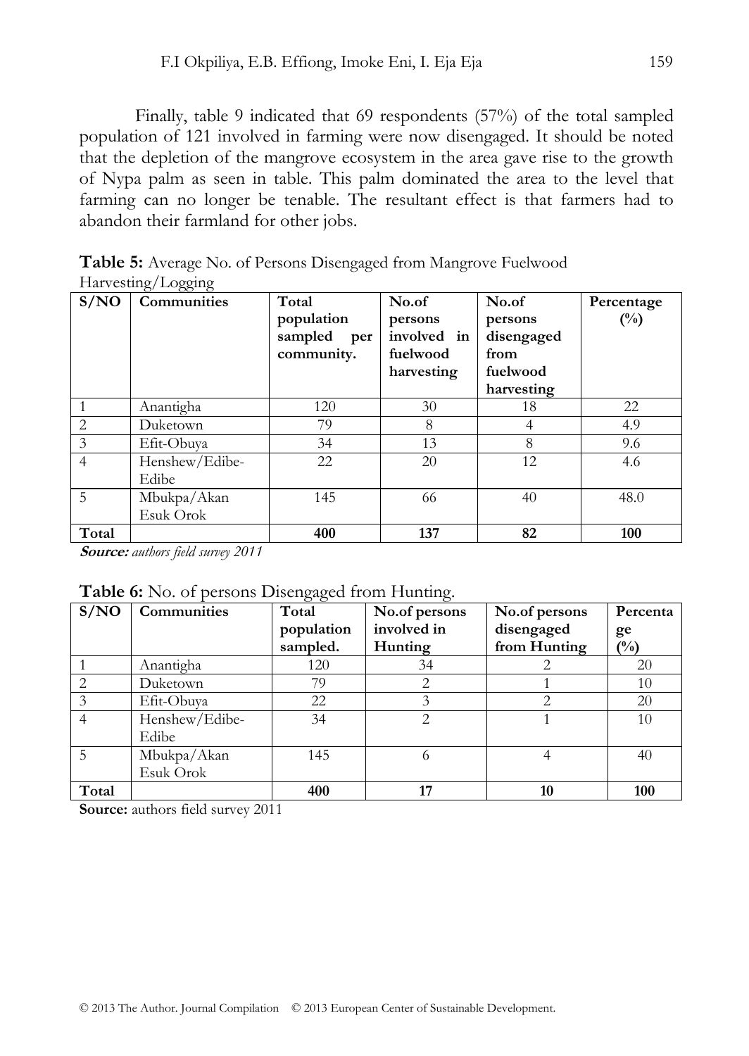Finally, table 9 indicated that 69 respondents (57%) of the total sampled population of 121 involved in farming were now disengaged. It should be noted that the depletion of the mangrove ecosystem in the area gave rise to the growth of Nypa palm as seen in table. This palm dominated the area to the level that farming can no longer be tenable. The resultant effect is that farmers had to abandon their farmland for other jobs.

**Table 5:** Average No. of Persons Disengaged from Mangrove Fuelwood Harvesting/Logging

| S/NO | Communities | Total population sampled per community. | No.of persons involved in fuelwood harvesting | No.of persons disengaged from fuelwood harvesting | Percentage (%) |
|---|---|---|---|---|---|
| 1 | Anantigha | 120 | 30 | 18 | 22 |
| 2 | Duketown | 79 | 8 | 4 | 4.9 |
| 3 | Efit-Obuya | 34 | 13 | 8 | 9.6 |
| 4 | Henshew/Edibe-Edibe | 22 | 20 | 12 | 4.6 |
| 5 | Mbukpa/Akan Esuk Orok | 145 | 66 | 40 | 48.0 |
| **Total** | | **400** | **137** | **82** | **100** |

***Source:*** *authors field survey 2011*

**Table 6:** No. of persons Disengaged from Hunting.

| S/NO | Communities | Total population sampled. | No.of persons involved in Hunting | No.of persons disengaged from Hunting | Percentage (%) |
|---|---|---|---|---|---|
| 1 | Anantigha | 120 | 34 | 2 | 20 |
| 2 | Duketown | 79 | 2 | 1 | 10 |
| 3 | Efit-Obuya | 22 | 3 | 2 | 20 |
| 4 | Henshew/Edibe-Edibe | 34 | 2 | 1 | 10 |
| 5 | Mbukpa/Akan Esuk Orok | 145 | 6 | 4 | 40 |
| **Total** | | **400** | **17** | **10** | **100** |

**Source:** authors field survey 2011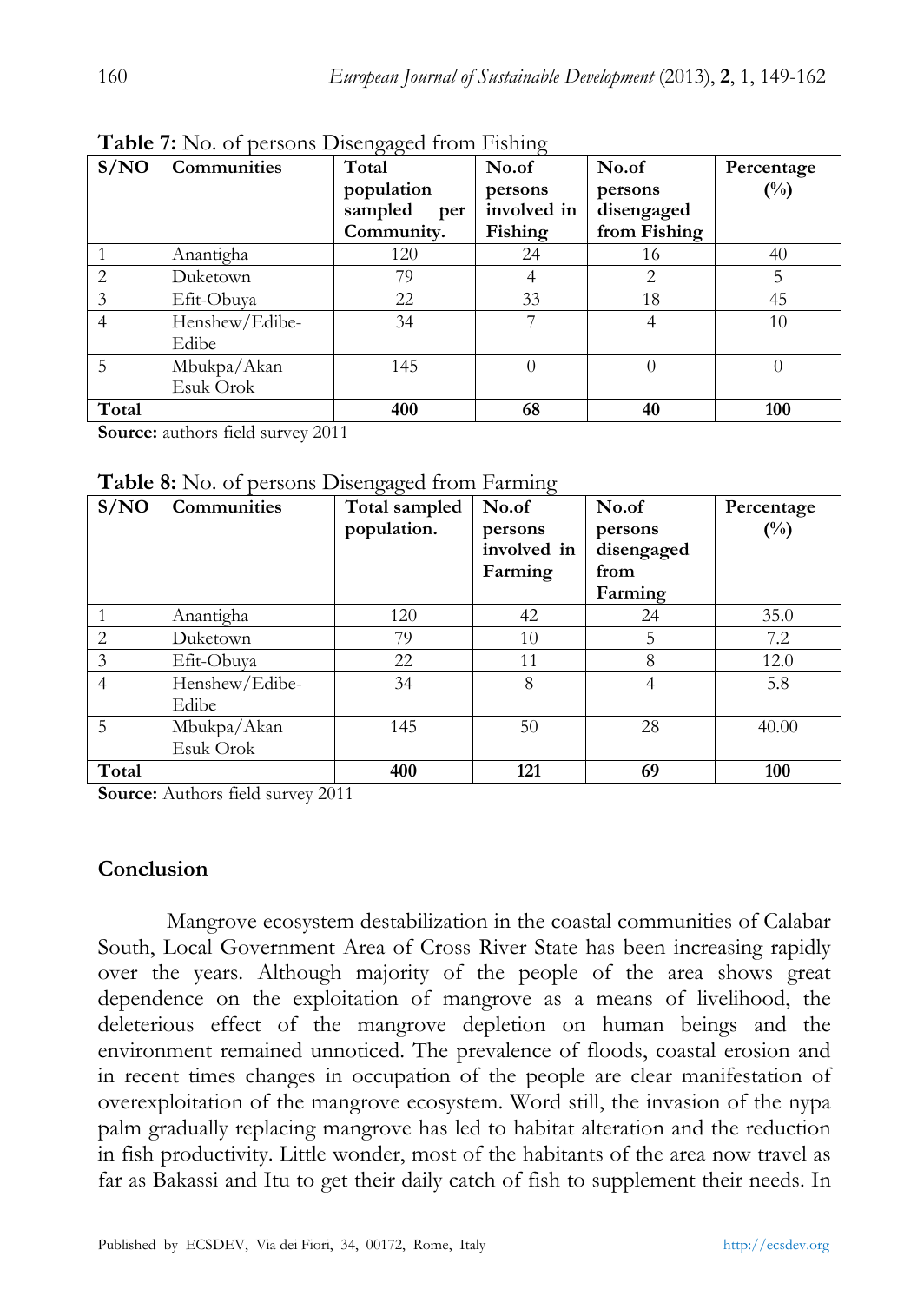**Table 7:** No. of persons Disengaged from Fishing

| S/NO | Communities | Total population sampled per Community. | No.of persons involved in Fishing | No.of persons disengaged from Fishing | Percentage (%) |
|---|---|---|---|---|---|
| 1 | Anantigha | 120 | 24 | 16 | 40 |
| 2 | Duketown | 79 | 4 | 2 | 5 |
| 3 | Efit-Obuya | 22 | 33 | 18 | 45 |
| 4 | Henshew/Edibe-Edibe | 34 | 7 | 4 | 10 |
| 5 | Mbukpa/Akan Esuk Orok | 145 | 0 | 0 | 0 |
| **Total** | | **400** | **68** | **40** | **100** |

**Source:** authors field survey 2011

**Table 8:** No. of persons Disengaged from Farming

| S/NO | Communities | Total sampled population. | No.of persons involved in Farming | No.of persons disengaged from Farming | Percentage (%) |
|---|---|---|---|---|---|
| 1 | Anantigha | 120 | 42 | 24 | 35.0 |
| 2 | Duketown | 79 | 10 | 5 | 7.2 |
| 3 | Efit-Obuya | 22 | 11 | 8 | 12.0 |
| 4 | Henshew/Edibe-Edibe | 34 | 8 | 4 | 5.8 |
| 5 | Mbukpa/Akan Esuk Orok | 145 | 50 | 28 | 40.00 |
| **Total** | | **400** | **121** | **69** | **100** |

**Source:** Authors field survey 2011

## Conclusion

Mangrove ecosystem destabilization in the coastal communities of Calabar South, Local Government Area of Cross River State has been increasing rapidly over the years. Although majority of the people of the area shows great dependence on the exploitation of mangrove as a means of livelihood, the deleterious effect of the mangrove depletion on human beings and the environment remained unnoticed. The prevalence of floods, coastal erosion and in recent times changes in occupation of the people are clear manifestation of overexploitation of the mangrove ecosystem. Word still, the invasion of the nypa palm gradually replacing mangrove has led to habitat alteration and the reduction in fish productivity. Little wonder, most of the habitants of the area now travel as far as Bakassi and Itu to get their daily catch of fish to supplement their needs. In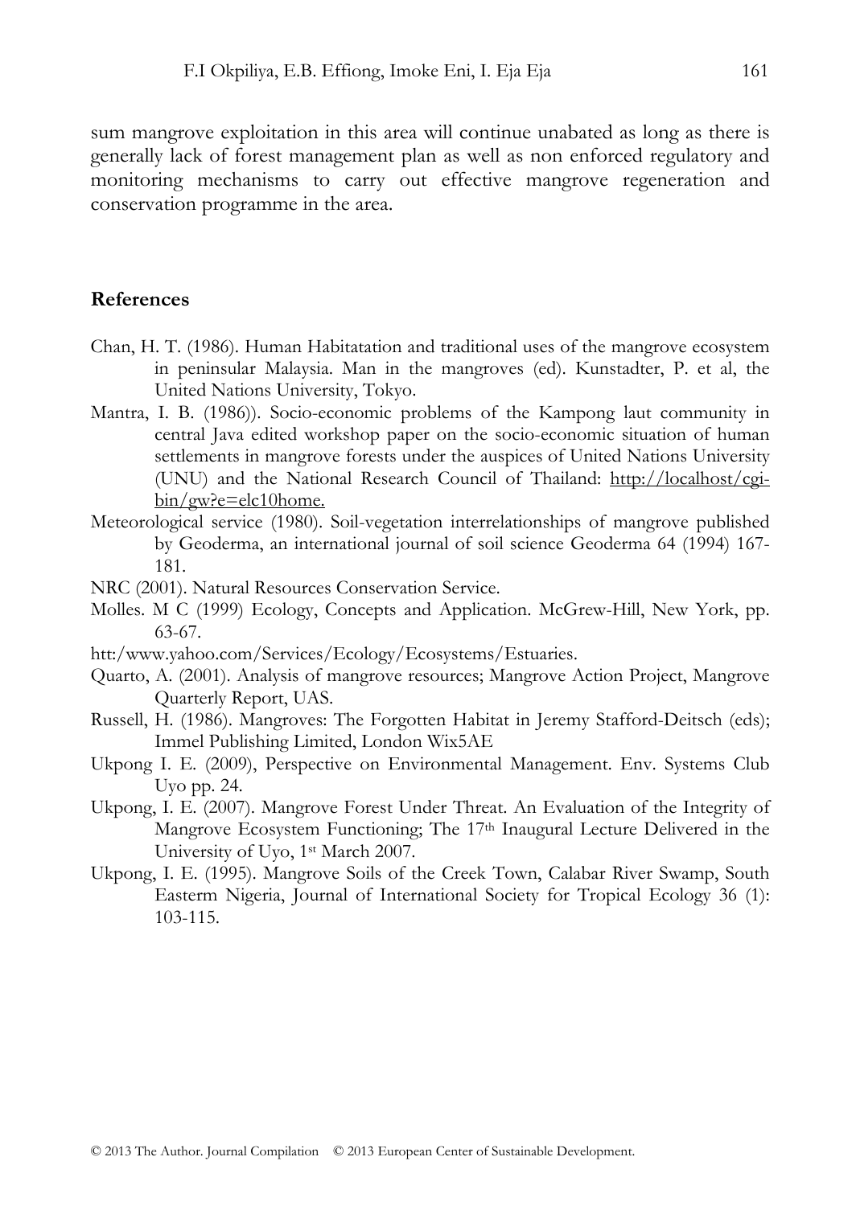sum mangrove exploitation in this area will continue unabated as long as there is generally lack of forest management plan as well as non enforced regulatory and monitoring mechanisms to carry out effective mangrove regeneration and conservation programme in the area.

## References

Chan, H. T. (1986). Human Habitatation and traditional uses of the mangrove ecosystem in peninsular Malaysia. Man in the mangroves (ed). Kunstadter, P. et al, the United Nations University, Tokyo.

Mantra, I. B. (1986)). Socio-economic problems of the Kampong laut community in central Java edited workshop paper on the socio-economic situation of human settlements in mangrove forests under the auspices of United Nations University (UNU) and the National Research Council of Thailand: http://localhost/cgi-bin/gw?e=elc10home.

Meteorological service (1980). Soil-vegetation interrelationships of mangrove published by Geoderma, an international journal of soil science Geoderma 64 (1994) 167-181.

NRC (2001). Natural Resources Conservation Service.

Molles. M C (1999) Ecology, Concepts and Application. McGrew-Hill, New York, pp. 63-67.

htt:/www.yahoo.com/Services/Ecology/Ecosystems/Estuaries.

Quarto, A. (2001). Analysis of mangrove resources; Mangrove Action Project, Mangrove Quarterly Report, UAS.

Russell, H. (1986). Mangroves: The Forgotten Habitat in Jeremy Stafford-Deitsch (eds); Immel Publishing Limited, London Wix5AE

Ukpong I. E. (2009), Perspective on Environmental Management. Env. Systems Club Uyo pp. 24.

Ukpong, I. E. (2007). Mangrove Forest Under Threat. An Evaluation of the Integrity of Mangrove Ecosystem Functioning; The 17th Inaugural Lecture Delivered in the University of Uyo, 1st March 2007.

Ukpong, I. E. (1995). Mangrove Soils of the Creek Town, Calabar River Swamp, South Easterm Nigeria, Journal of International Society for Tropical Ecology 36 (1): 103-115.